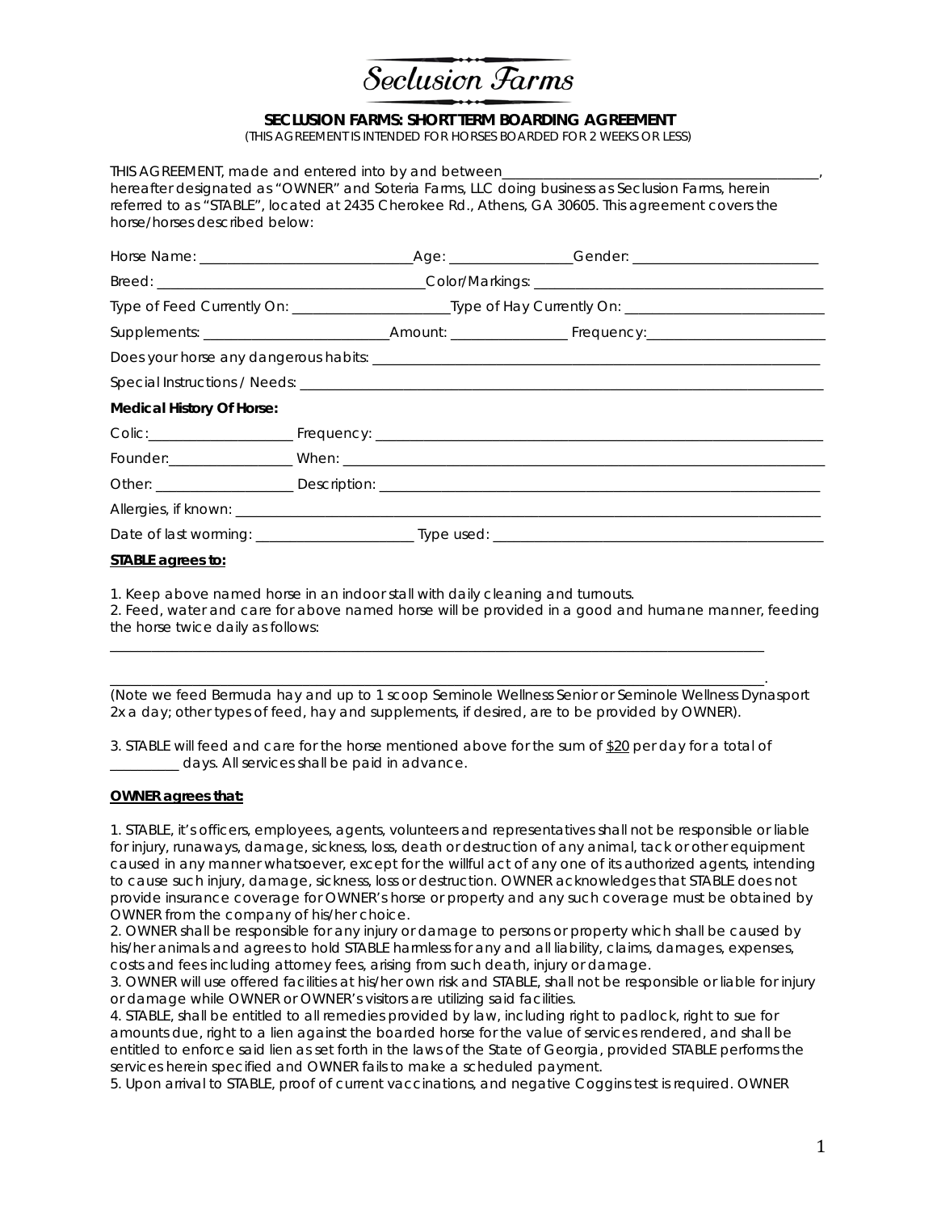# Seclusion Farms

## SECLUSION FARMS: SHORT TERM BOARDING AGREEMENT

(THIS AGREEMENT IS INTENDED FOR HORSES BOARDED FOR 2 WEEKS OR LESS)

THIS AGREEMENT, made and entered into by and between_____________________________________________, hereafter designated as "OWNER" and Soteria Farms, LLC doing business as Seclusion Farms, herein referred to as "STABLE", located at 2435 Cherokee Rd., Athens, GA 30605. This agreement covers the horse/horses described below:

Horse Name: ______________________________Age: _________________Gender: __________________________

Breed: _____________________________________Color/Markings: _________________________________________

Type of Feed Currently On: ______________________Type of Hay Currently On: ____________________________

Supplements: _________________________Amount: ________________ Frequency:_________________________

Does your horse any dangerous habits: _____________________________________________________________

Special Instructions / Needs: ______________________________________________________________________

**Medical History Of Horse:**

Colic:____________________ Frequency: ____________________________________________________________

Founder:_________________ When: _______________________________________________________________

Other: ___________________ Description: _________________________________________________________

Allergies, if known: _____________________________________________________________________________

Date of last worming: ______________________ Type used: ____________________________________________

**STABLE agrees to:**

1. Keep above named horse in an indoor stall with daily cleaning and turnouts.
2. Feed, water and care for above named horse will be provided in a good and humane manner, feeding the horse twice daily as follows:

_______________________________________________________________________________________________

_______________________________________________________________________________________________.

(Note we feed Bermuda hay and up to 1 scoop Seminole Wellness Senior or Seminole Wellness Dynasport 2x a day; other types of feed, hay and supplements, if desired, are to be provided by OWNER).

3. STABLE will feed and care for the horse mentioned above for the sum of $20 per day for a total of __________ days. All services shall be paid in advance.

**OWNER agrees that:**

1. STABLE, it's officers, employees, agents, volunteers and representatives shall not be responsible or liable for injury, runaways, damage, sickness, loss, death or destruction of any animal, tack or other equipment caused in any manner whatsoever, except for the willful act of any one of its authorized agents, intending to cause such injury, damage, sickness, loss or destruction. OWNER acknowledges that STABLE does not provide insurance coverage for OWNER's horse or property and any such coverage must be obtained by OWNER from the company of his/her choice.
2. OWNER shall be responsible for any injury or damage to persons or property which shall be caused by his/her animals and agrees to hold STABLE harmless for any and all liability, claims, damages, expenses, costs and fees including attorney fees, arising from such death, injury or damage.
3. OWNER will use offered facilities at his/her own risk and STABLE, shall not be responsible or liable for injury or damage while OWNER or OWNER's visitors are utilizing said facilities.
4. STABLE, shall be entitled to all remedies provided by law, including right to padlock, right to sue for amounts due, right to a lien against the boarded horse for the value of services rendered, and shall be entitled to enforce said lien as set forth in the laws of the State of Georgia, provided STABLE performs the services herein specified and OWNER fails to make a scheduled payment.
5. Upon arrival to STABLE, proof of current vaccinations, and negative Coggins test is required. OWNER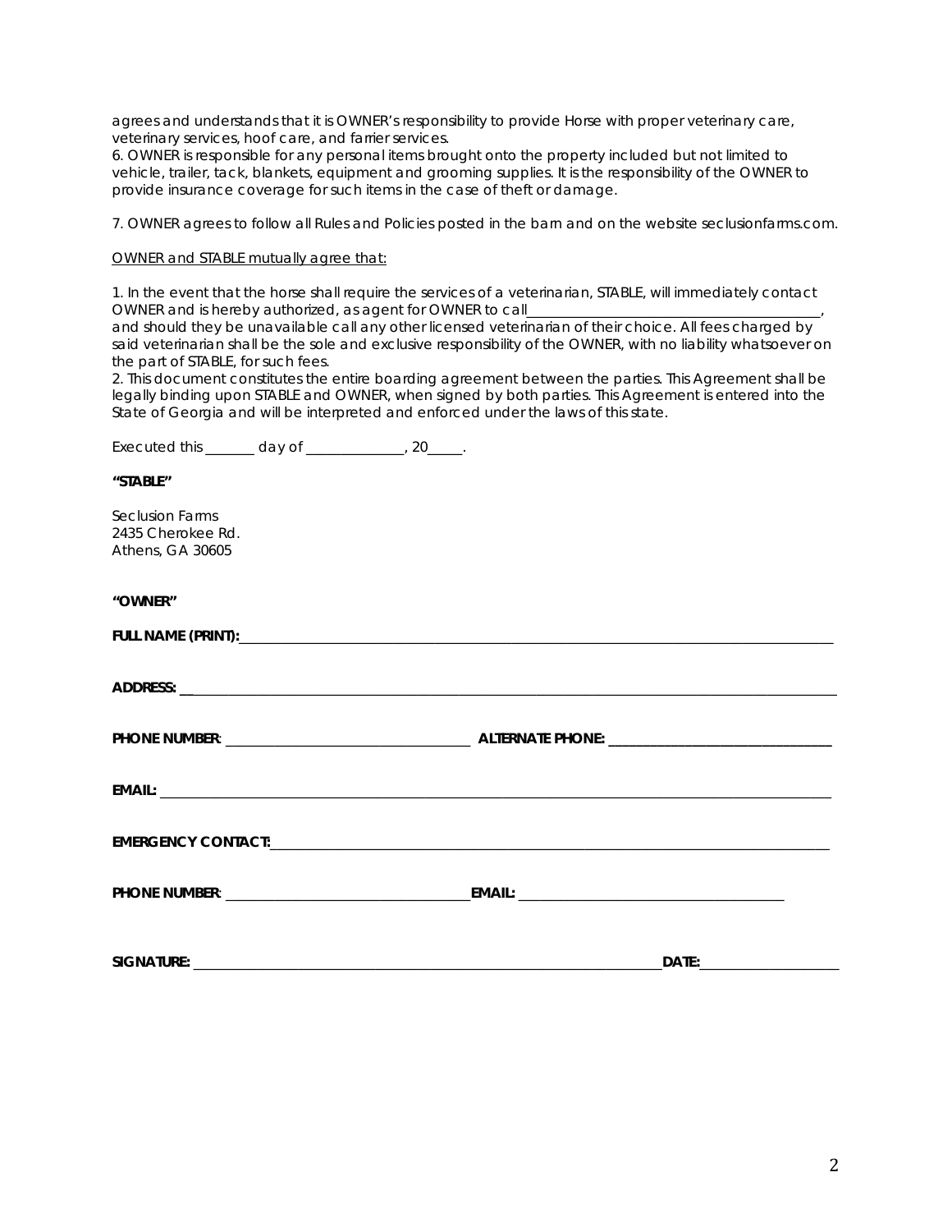agrees and understands that it is OWNER's responsibility to provide Horse with proper veterinary care, veterinary services, hoof care, and farrier services.

6. OWNER is responsible for any personal items brought onto the property included but not limited to vehicle, trailer, tack, blankets, equipment and grooming supplies. It is the responsibility of the OWNER to provide insurance coverage for such items in the case of theft or damage.

7. OWNER agrees to follow all Rules and Policies posted in the barn and on the website seclusionfarms.com.

<u>OWNER and STABLE mutually agree that:</u>

1. In the event that the horse shall require the services of a veterinarian, STABLE, will immediately contact OWNER and is hereby authorized, as agent for OWNER to call________________________________________, and should they be unavailable call any other licensed veterinarian of their choice. All fees charged by said veterinarian shall be the sole and exclusive responsibility of the OWNER, with no liability whatsoever on the part of STABLE, for such fees.

2. This document constitutes the entire boarding agreement between the parties. This Agreement shall be legally binding upon STABLE and OWNER, when signed by both parties. This Agreement is entered into the State of Georgia and will be interpreted and enforced under the laws of this state.

Executed this _______ day of ______________, 20_____.

**"STABLE"**

Seclusion Farms
2435 Cherokee Rd.
Athens, GA 30605

**"OWNER"**

**FULL NAME (PRINT):**_____________________________________________________________________________

**ADDRESS:** ________________________________________________________________________________________

**PHONE NUMBER**: __________________________________ **ALTERNATE PHONE:** ________________________________

**EMAIL:** __________________________________________________________________________________________

**EMERGENCY CONTACT:**___________________________________________________________________________

**PHONE NUMBER**: __________________________________**EMAIL:** _____________________________________

**SIGNATURE:** _________________________________________________________________**DATE:**___________________